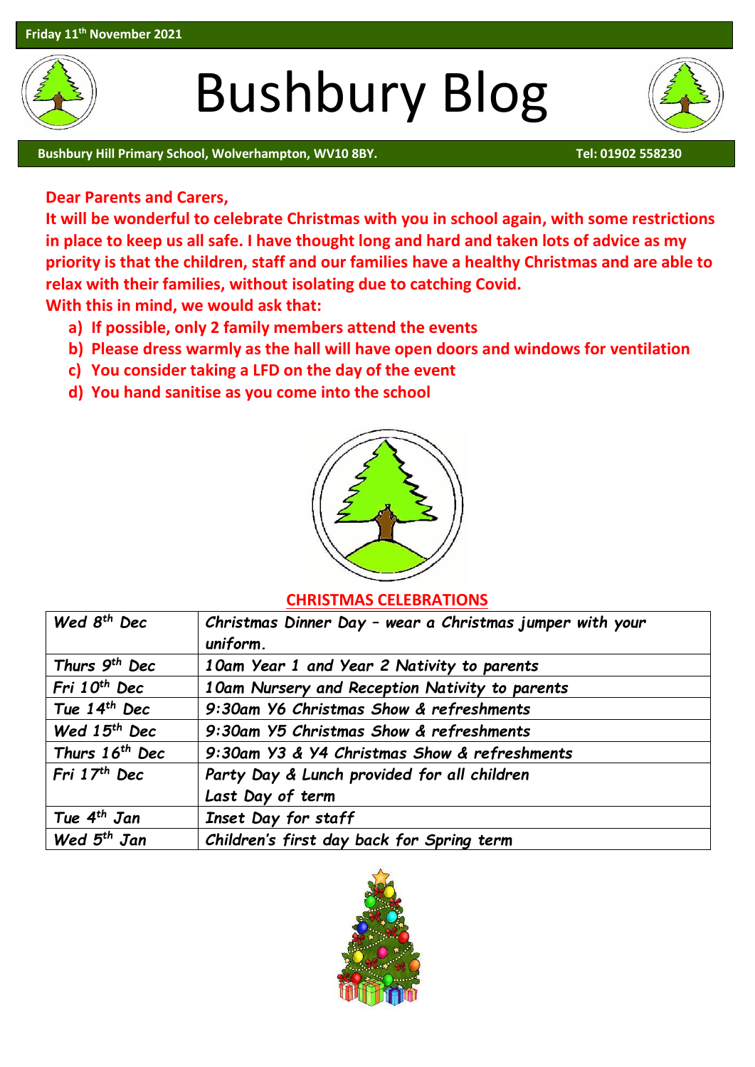Friday 11th November 2021

# Bushbury Blog

**Bushbury Hill Primary School, Wolverhampton, WV10 8BY.** **Tel: 01902 558230**

**Dear Parents and Carers,**

**It will be wonderful to celebrate Christmas with you in school again, with some restrictions in place to keep us all safe. I have thought long and hard and taken lots of advice as my priority is that the children, staff and our families have a healthy Christmas and are able to relax with their families, without isolating due to catching Covid.**

**With this in mind, we would ask that:**

a) **If possible, only 2 family members attend the events**
b) **Please dress warmly as the hall will have open doors and windows for ventilation**
c) **You consider taking a LFD on the day of the event**
d) **You hand sanitise as you come into the school**

## CHRISTMAS CELEBRATIONS

| | |
|---|---|
| *Wed 8th Dec* | *Christmas Dinner Day – wear a Christmas jumper with your uniform.* |
| *Thurs 9th Dec* | *10am Year 1 and Year 2 Nativity to parents* |
| *Fri 10th Dec* | *10am Nursery and Reception Nativity to parents* |
| *Tue 14th Dec* | *9:30am Y6 Christmas Show & refreshments* |
| *Wed 15th Dec* | *9:30am Y5 Christmas Show & refreshments* |
| *Thurs 16th Dec* | *9:30am Y3 & Y4 Christmas Show & refreshments* |
| *Fri 17th Dec* | *Party Day & Lunch provided for all children Last Day of term* |
| *Tue 4th Jan* | *Inset Day for staff* |
| *Wed 5th Jan* | *Children's first day back for Spring term* |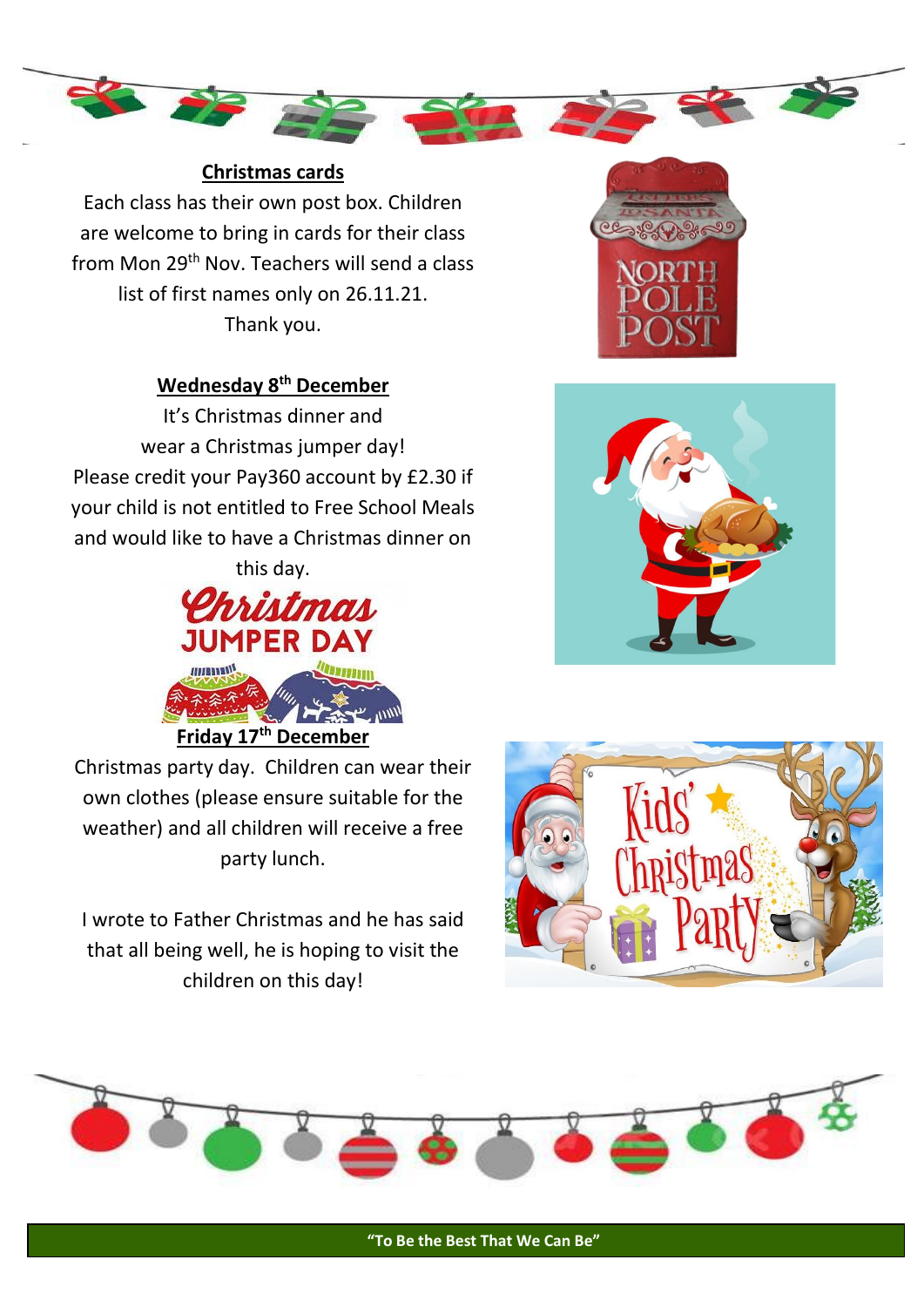**Christmas cards**

Each class has their own post box. Children are welcome to bring in cards for their class from Mon 29th Nov. Teachers will send a class list of first names only on 26.11.21.
Thank you.

**Wednesday 8th December**

It's Christmas dinner and wear a Christmas jumper day!
Please credit your Pay360 account by £2.30 if your child is not entitled to Free School Meals and would like to have a Christmas dinner on this day.

**Friday 17th December**

Christmas party day. Children can wear their own clothes (please ensure suitable for the weather) and all children will receive a free party lunch.

I wrote to Father Christmas and he has said that all being well, he is hoping to visit the children on this day!

**"To Be the Best That We Can Be"**